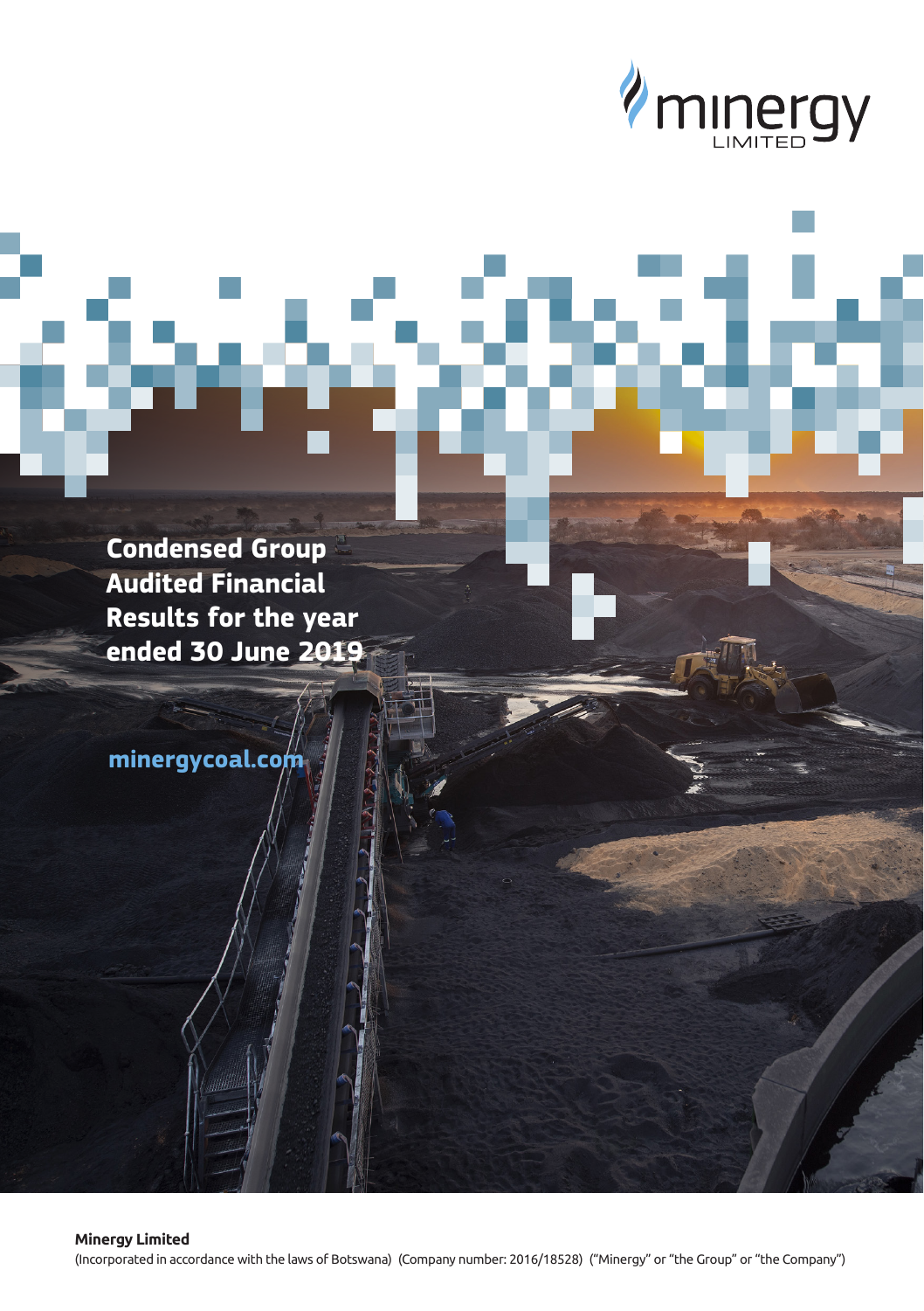minergy
LIMITED

# Condensed Group Audited Financial Results for the year ended 30 June 2019

minergycoal.com

**Minergy Limited**

(Incorporated in accordance with the laws of Botswana) (Company number: 2016/18528) ("Minergy" or "the Group" or "the Company")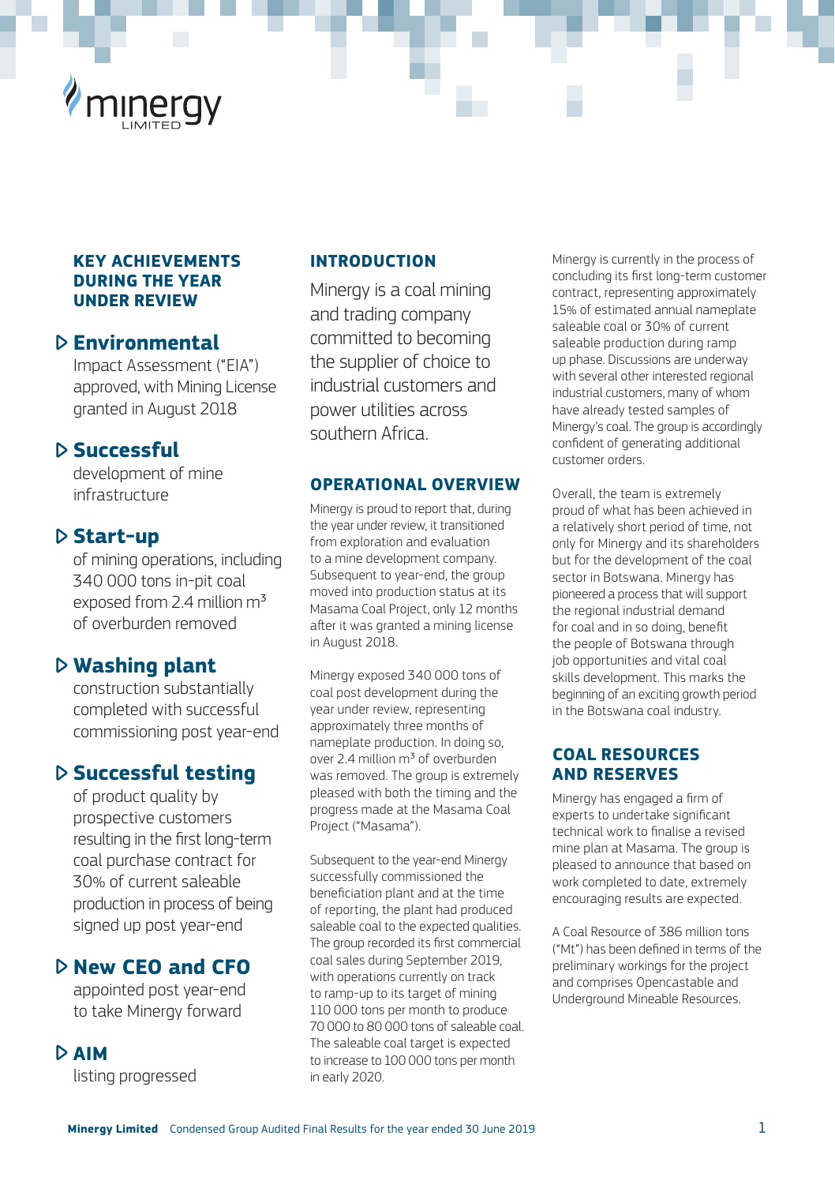## KEY ACHIEVEMENTS DURING THE YEAR UNDER REVIEW

- **Environmental** Impact Assessment ("EIA") approved, with Mining License granted in August 2018
- **Successful** development of mine infrastructure
- **Start-up** of mining operations, including 340 000 tons in-pit coal exposed from 2.4 million m³ of overburden removed
- **Washing plant** construction substantially completed with successful commissioning post year-end
- **Successful testing** of product quality by prospective customers resulting in the first long-term coal purchase contract for 30% of current saleable production in process of being signed up post year-end
- **New CEO and CFO** appointed post year-end to take Minergy forward
- **AIM** listing progressed

## INTRODUCTION

Minergy is a coal mining and trading company committed to becoming the supplier of choice to industrial customers and power utilities across southern Africa.

## OPERATIONAL OVERVIEW

Minergy is proud to report that, during the year under review, it transitioned from exploration and evaluation to a mine development company. Subsequent to year-end, the group moved into production status at its Masama Coal Project, only 12 months after it was granted a mining license in August 2018.

Minergy exposed 340 000 tons of coal post development during the year under review, representing approximately three months of nameplate production. In doing so, over 2.4 million m³ of overburden was removed. The group is extremely pleased with both the timing and the progress made at the Masama Coal Project ("Masama").

Subsequent to the year-end Minergy successfully commissioned the beneficiation plant and at the time of reporting, the plant had produced saleable coal to the expected qualities. The group recorded its first commercial coal sales during September 2019, with operations currently on track to ramp-up to its target of mining 110 000 tons per month to produce 70 000 to 80 000 tons of saleable coal. The saleable coal target is expected to increase to 100 000 tons per month in early 2020.

Minergy is currently in the process of concluding its first long-term customer contract, representing approximately 15% of estimated annual nameplate saleable coal or 30% of current saleable production during ramp up phase. Discussions are underway with several other interested regional industrial customers, many of whom have already tested samples of Minergy's coal. The group is accordingly confident of generating additional customer orders.

Overall, the team is extremely proud of what has been achieved in a relatively short period of time, not only for Minergy and its shareholders but for the development of the coal sector in Botswana. Minergy has pioneered a process that will support the regional industrial demand for coal and in so doing, benefit the people of Botswana through job opportunities and vital coal skills development. This marks the beginning of an exciting growth period in the Botswana coal industry.

## COAL RESOURCES AND RESERVES

Minergy has engaged a firm of experts to undertake significant technical work to finalise a revised mine plan at Masama. The group is pleased to announce that based on work completed to date, extremely encouraging results are expected.

A Coal Resource of 386 million tons ("Mt") has been defined in terms of the preliminary workings for the project and comprises Opencastable and Underground Mineable Resources.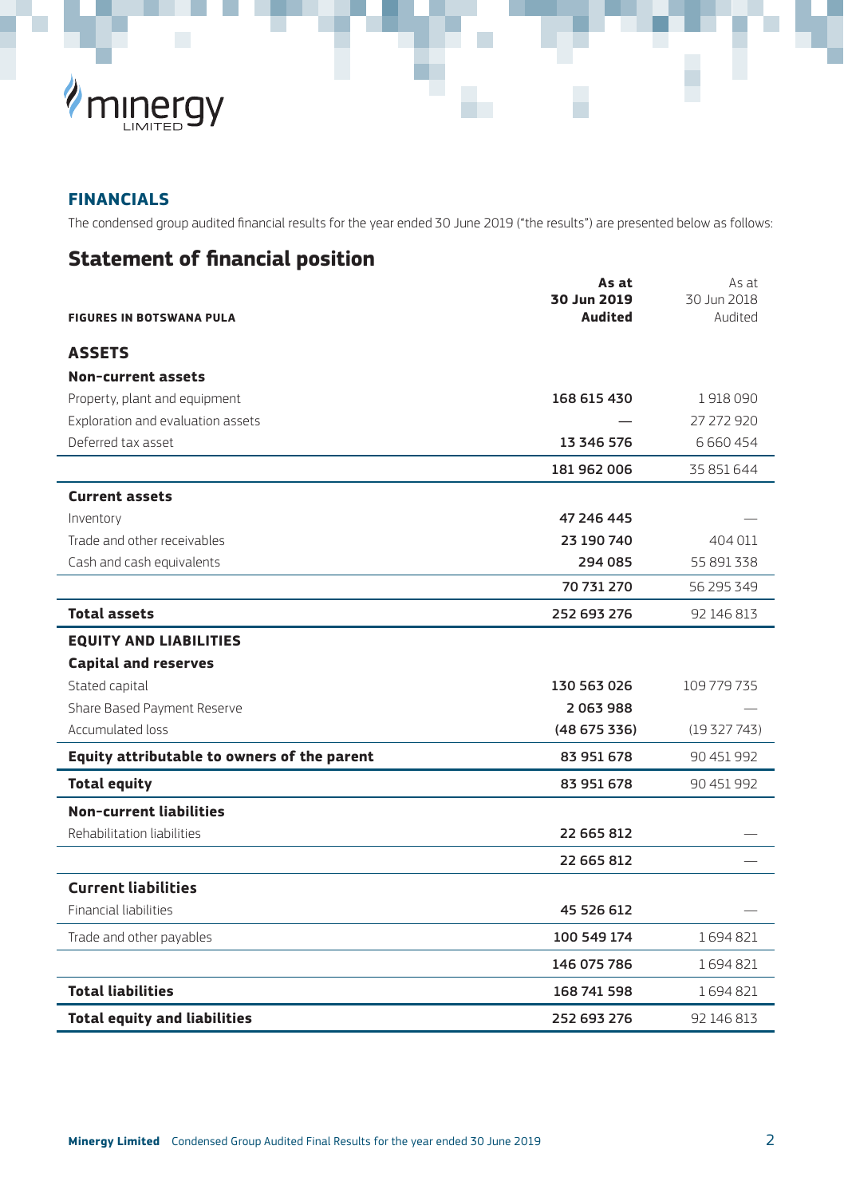## FINANCIALS

The condensed group audited financial results for the year ended 30 June 2019 ("the results") are presented below as follows:

## Statement of financial position

| FIGURES IN BOTSWANA PULA | **As at 30 Jun 2019 Audited** | As at 30 Jun 2018 Audited |
|---|---|---|
| **ASSETS** | | |
| **Non-current assets** | | |
| Property, plant and equipment | **168 615 430** | 1 918 090 |
| Exploration and evaluation assets | **—** | 27 272 920 |
| Deferred tax asset | **13 346 576** | 6 660 454 |
| | **181 962 006** | 35 851 644 |
| **Current assets** | | |
| Inventory | **47 246 445** | — |
| Trade and other receivables | **23 190 740** | 404 011 |
| Cash and cash equivalents | **294 085** | 55 891 338 |
| | **70 731 270** | 56 295 349 |
| **Total assets** | **252 693 276** | 92 146 813 |
| **EQUITY AND LIABILITIES** | | |
| **Capital and reserves** | | |
| Stated capital | **130 563 026** | 109 779 735 |
| Share Based Payment Reserve | **2 063 988** | — |
| Accumulated loss | **(48 675 336)** | (19 327 743) |
| **Equity attributable to owners of the parent** | **83 951 678** | 90 451 992 |
| **Total equity** | **83 951 678** | 90 451 992 |
| **Non-current liabilities** | | |
| Rehabilitation liabilities | **22 665 812** | — |
| | **22 665 812** | — |
| **Current liabilities** | | |
| Financial liabilities | **45 526 612** | — |
| Trade and other payables | **100 549 174** | 1 694 821 |
| | **146 075 786** | 1 694 821 |
| **Total liabilities** | **168 741 598** | 1 694 821 |
| **Total equity and liabilities** | **252 693 276** | 92 146 813 |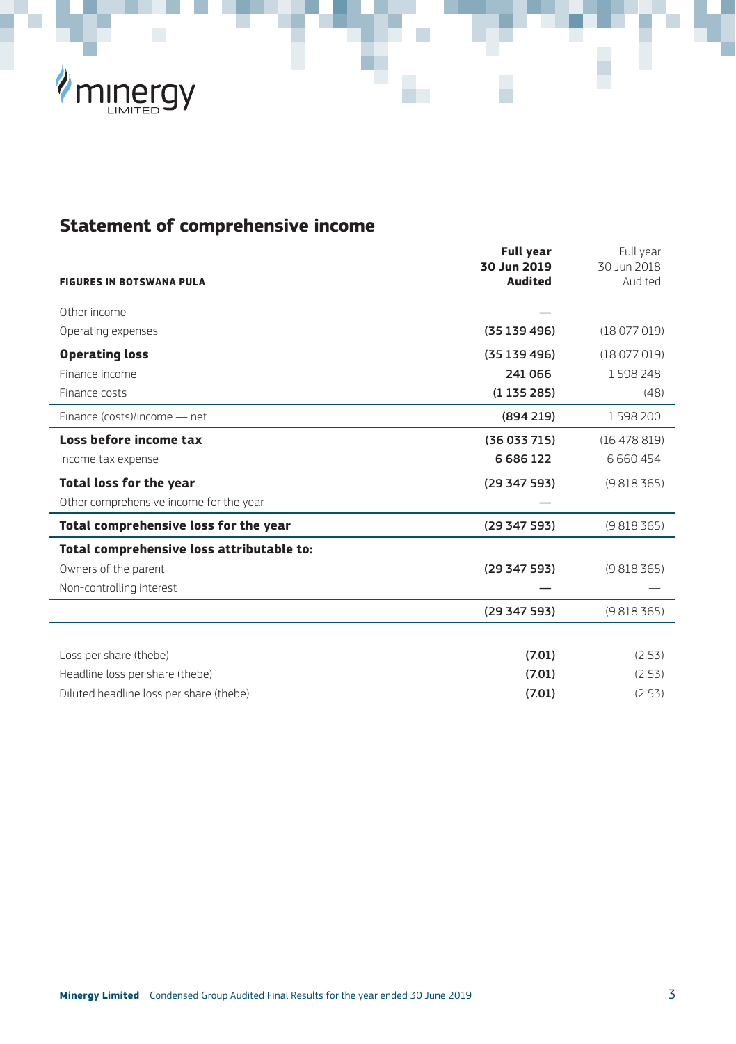## Statement of comprehensive income

| FIGURES IN BOTSWANA PULA | **Full year 30 Jun 2019 Audited** | Full year 30 Jun 2018 Audited |
|---|---|---|
| Other income | **—** | — |
| Operating expenses | **(35 139 496)** | (18 077 019) |
| **Operating loss** | **(35 139 496)** | (18 077 019) |
| Finance income | **241 066** | 1 598 248 |
| Finance costs | **(1 135 285)** | (48) |
| Finance (costs)/income — net | **(894 219)** | 1 598 200 |
| **Loss before income tax** | **(36 033 715)** | (16 478 819) |
| Income tax expense | **6 686 122** | 6 660 454 |
| **Total loss for the year** | **(29 347 593)** | (9 818 365) |
| Other comprehensive income for the year | **—** | — |
| **Total comprehensive loss for the year** | **(29 347 593)** | (9 818 365) |
| **Total comprehensive loss attributable to:** | | |
| Owners of the parent | **(29 347 593)** | (9 818 365) |
| Non-controlling interest | **—** | — |
| | **(29 347 593)** | (9 818 365) |
| | | |
| Loss per share (thebe) | **(7.01)** | (2.53) |
| Headline loss per share (thebe) | **(7.01)** | (2.53) |
| Diluted headline loss per share (thebe) | **(7.01)** | (2.53) |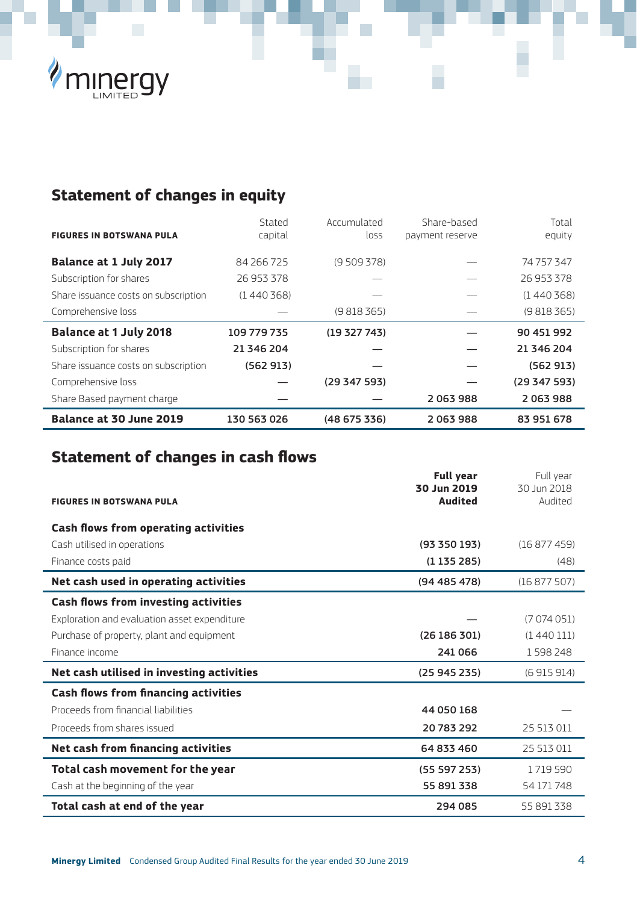## Statement of changes in equity

| FIGURES IN BOTSWANA PULA | Stated capital | Accumulated loss | Share-based payment reserve | Total equity |
|---|---|---|---|---|
| **Balance at 1 July 2017** | 84 266 725 | (9 509 378) | — | 74 757 347 |
| Subscription for shares | 26 953 378 | — | — | 26 953 378 |
| Share issuance costs on subscription | (1 440 368) | — | — | (1 440 368) |
| Comprehensive loss | — | (9 818 365) | — | (9 818 365) |
| **Balance at 1 July 2018** | **109 779 735** | **(19 327 743)** | **—** | **90 451 992** |
| Subscription for shares | **21 346 204** | **—** | **—** | **21 346 204** |
| Share issuance costs on subscription | **(562 913)** | **—** | **—** | **(562 913)** |
| Comprehensive loss | **—** | **(29 347 593)** | **—** | **(29 347 593)** |
| Share Based payment charge | **—** | **—** | **2 063 988** | **2 063 988** |
| **Balance at 30 June 2019** | **130 563 026** | **(48 675 336)** | **2 063 988** | **83 951 678** |

## Statement of changes in cash flows

| FIGURES IN BOTSWANA PULA | **Full year 30 Jun 2019 Audited** | Full year 30 Jun 2018 Audited |
|---|---|---|
| **Cash flows from operating activities** | | |
| Cash utilised in operations | **(93 350 193)** | (16 877 459) |
| Finance costs paid | **(1 135 285)** | (48) |
| **Net cash used in operating activities** | **(94 485 478)** | (16 877 507) |
| **Cash flows from investing activities** | | |
| Exploration and evaluation asset expenditure | — | (7 074 051) |
| Purchase of property, plant and equipment | **(26 186 301)** | (1 440 111) |
| Finance income | **241 066** | 1 598 248 |
| **Net cash utilised in investing activities** | **(25 945 235)** | (6 915 914) |
| **Cash flows from financing activities** | | |
| Proceeds from financial liabilities | **44 050 168** | — |
| Proceeds from shares issued | **20 783 292** | 25 513 011 |
| **Net cash from financing activities** | **64 833 460** | 25 513 011 |
| **Total cash movement for the year** | **(55 597 253)** | 1 719 590 |
| Cash at the beginning of the year | **55 891 338** | 54 171 748 |
| **Total cash at end of the year** | **294 085** | 55 891 338 |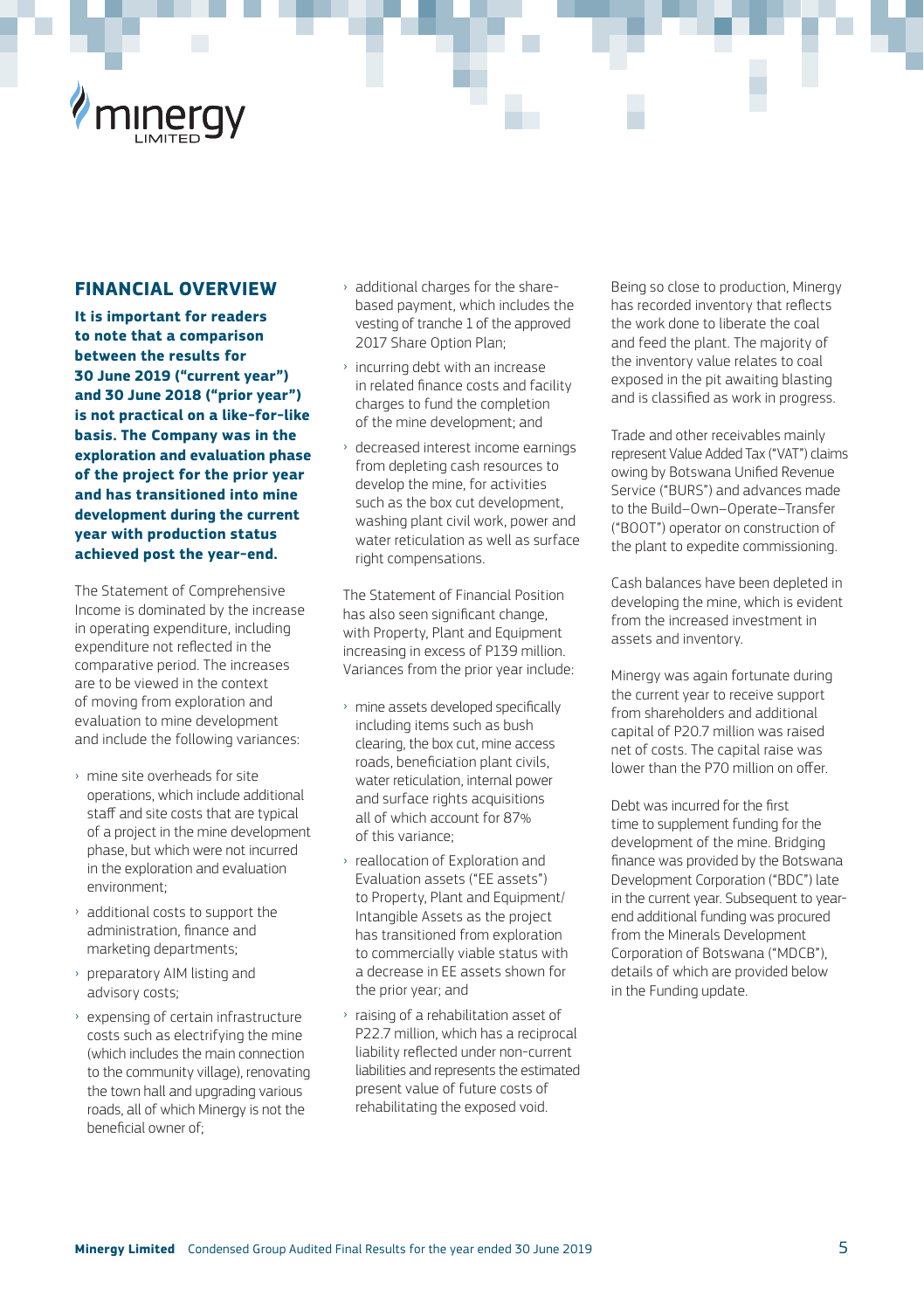## FINANCIAL OVERVIEW

**It is important for readers to note that a comparison between the results for 30 June 2019 ("current year") and 30 June 2018 ("prior year") is not practical on a like-for-like basis. The Company was in the exploration and evaluation phase of the project for the prior year and has transitioned into mine development during the current year with production status achieved post the year-end.**

The Statement of Comprehensive Income is dominated by the increase in operating expenditure, including expenditure not reflected in the comparative period. The increases are to be viewed in the context of moving from exploration and evaluation to mine development and include the following variances:

- mine site overheads for site operations, which include additional staff and site costs that are typical of a project in the mine development phase, but which were not incurred in the exploration and evaluation environment;
- additional costs to support the administration, finance and marketing departments;
- preparatory AIM listing and advisory costs;
- expensing of certain infrastructure costs such as electrifying the mine (which includes the main connection to the community village), renovating the town hall and upgrading various roads, all of which Minergy is not the beneficial owner of;
- additional charges for the share-based payment, which includes the vesting of tranche 1 of the approved 2017 Share Option Plan;
- incurring debt with an increase in related finance costs and facility charges to fund the completion of the mine development; and
- decreased interest income earnings from depleting cash resources to develop the mine, for activities such as the box cut development, washing plant civil work, power and water reticulation as well as surface right compensations.

The Statement of Financial Position has also seen significant change, with Property, Plant and Equipment increasing in excess of P139 million. Variances from the prior year include:

- mine assets developed specifically including items such as bush clearing, the box cut, mine access roads, beneficiation plant civils, water reticulation, internal power and surface rights acquisitions all of which account for 87% of this variance;
- reallocation of Exploration and Evaluation assets ("EE assets") to Property, Plant and Equipment/Intangible Assets as the project has transitioned from exploration to commercially viable status with a decrease in EE assets shown for the prior year; and
- raising of a rehabilitation asset of P22.7 million, which has a reciprocal liability reflected under non-current liabilities and represents the estimated present value of future costs of rehabilitating the exposed void.

Being so close to production, Minergy has recorded inventory that reflects the work done to liberate the coal and feed the plant. The majority of the inventory value relates to coal exposed in the pit awaiting blasting and is classified as work in progress.

Trade and other receivables mainly represent Value Added Tax ("VAT") claims owing by Botswana Unified Revenue Service ("BURS") and advances made to the Build–Own–Operate–Transfer ("BOOT") operator on construction of the plant to expedite commissioning.

Cash balances have been depleted in developing the mine, which is evident from the increased investment in assets and inventory.

Minergy was again fortunate during the current year to receive support from shareholders and additional capital of P20.7 million was raised net of costs. The capital raise was lower than the P70 million on offer.

Debt was incurred for the first time to supplement funding for the development of the mine. Bridging finance was provided by the Botswana Development Corporation ("BDC") late in the current year. Subsequent to year-end additional funding was procured from the Minerals Development Corporation of Botswana ("MDCB"), details of which are provided below in the Funding update.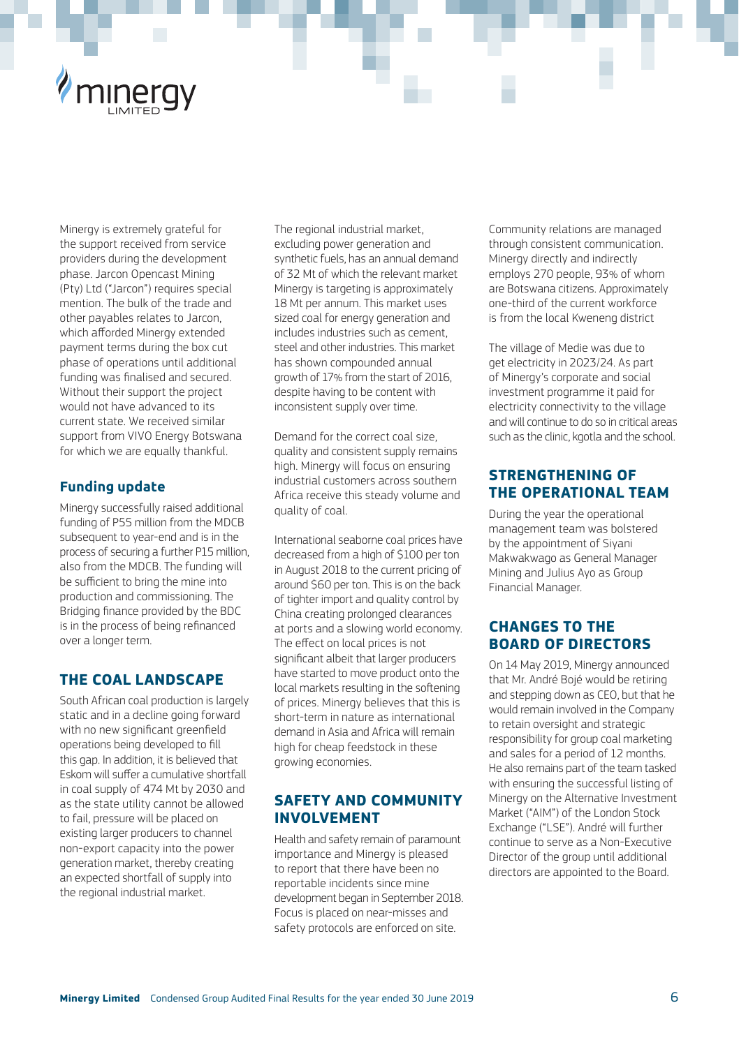Minergy is extremely grateful for the support received from service providers during the development phase. Jarcon Opencast Mining (Pty) Ltd ("Jarcon") requires special mention. The bulk of the trade and other payables relates to Jarcon, which afforded Minergy extended payment terms during the box cut phase of operations until additional funding was finalised and secured. Without their support the project would not have advanced to its current state. We received similar support from VIVO Energy Botswana for which we are equally thankful.

### Funding update

Minergy successfully raised additional funding of P55 million from the MDCB subsequent to year-end and is in the process of securing a further P15 million, also from the MDCB. The funding will be sufficient to bring the mine into production and commissioning. The Bridging finance provided by the BDC is in the process of being refinanced over a longer term.

## THE COAL LANDSCAPE

South African coal production is largely static and in a decline going forward with no new significant greenfield operations being developed to fill this gap. In addition, it is believed that Eskom will suffer a cumulative shortfall in coal supply of 474 Mt by 2030 and as the state utility cannot be allowed to fail, pressure will be placed on existing larger producers to channel non-export capacity into the power generation market, thereby creating an expected shortfall of supply into the regional industrial market.

The regional industrial market, excluding power generation and synthetic fuels, has an annual demand of 32 Mt of which the relevant market Minergy is targeting is approximately 18 Mt per annum. This market uses sized coal for energy generation and includes industries such as cement, steel and other industries. This market has shown compounded annual growth of 17% from the start of 2016, despite having to be content with inconsistent supply over time.

Demand for the correct coal size, quality and consistent supply remains high. Minergy will focus on ensuring industrial customers across southern Africa receive this steady volume and quality of coal.

International seaborne coal prices have decreased from a high of $100 per ton in August 2018 to the current pricing of around $60 per ton. This is on the back of tighter import and quality control by China creating prolonged clearances at ports and a slowing world economy. The effect on local prices is not significant albeit that larger producers have started to move product onto the local markets resulting in the softening of prices. Minergy believes that this is short-term in nature as international demand in Asia and Africa will remain high for cheap feedstock in these growing economies.

## SAFETY AND COMMUNITY INVOLVEMENT

Health and safety remain of paramount importance and Minergy is pleased to report that there have been no reportable incidents since mine development began in September 2018. Focus is placed on near-misses and safety protocols are enforced on site.

Community relations are managed through consistent communication. Minergy directly and indirectly employs 270 people, 93% of whom are Botswana citizens. Approximately one-third of the current workforce is from the local Kweneng district

The village of Medie was due to get electricity in 2023/24. As part of Minergy's corporate and social investment programme it paid for electricity connectivity to the village and will continue to do so in critical areas such as the clinic, kgotla and the school.

## STRENGTHENING OF THE OPERATIONAL TEAM

During the year the operational management team was bolstered by the appointment of Siyani Makwakwago as General Manager Mining and Julius Ayo as Group Financial Manager.

## CHANGES TO THE BOARD OF DIRECTORS

On 14 May 2019, Minergy announced that Mr. André Bojé would be retiring and stepping down as CEO, but that he would remain involved in the Company to retain oversight and strategic responsibility for group coal marketing and sales for a period of 12 months. He also remains part of the team tasked with ensuring the successful listing of Minergy on the Alternative Investment Market ("AIM") of the London Stock Exchange ("LSE"). André will further continue to serve as a Non-Executive Director of the group until additional directors are appointed to the Board.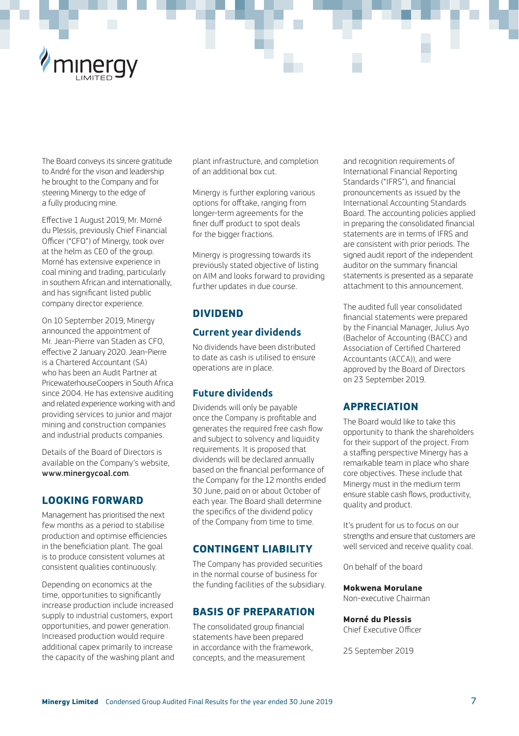The Board conveys its sincere gratitude to André for the vison and leadership he brought to the Company and for steering Minergy to the edge of a fully producing mine.

Effective 1 August 2019, Mr. Morné du Plessis, previously Chief Financial Officer ("CFO") of Minergy, took over at the helm as CEO of the group. Morné has extensive experience in coal mining and trading, particularly in southern African and internationally, and has significant listed public company director experience.

On 10 September 2019, Minergy announced the appointment of Mr. Jean-Pierre van Staden as CFO, effective 2 January 2020. Jean-Pierre is a Chartered Accountant (SA) who has been an Audit Partner at PricewaterhouseCoopers in South Africa since 2004. He has extensive auditing and related experience working with and providing services to junior and major mining and construction companies and industrial products companies.

Details of the Board of Directors is available on the Company's website, www.minergycoal.com.

## LOOKING FORWARD

Management has prioritised the next few months as a period to stabilise production and optimise efficiencies in the beneficiation plant. The goal is to produce consistent volumes at consistent qualities continuously.

Depending on economics at the time, opportunities to significantly increase production include increased supply to industrial customers, export opportunities, and power generation. Increased production would require additional capex primarily to increase the capacity of the washing plant and plant infrastructure, and completion of an additional box cut.

Minergy is further exploring various options for offtake, ranging from longer-term agreements for the finer duff product to spot deals for the bigger fractions.

Minergy is progressing towards its previously stated objective of listing on AIM and looks forward to providing further updates in due course.

## DIVIDEND

### Current year dividends

No dividends have been distributed to date as cash is utilised to ensure operations are in place.

### Future dividends

Dividends will only be payable once the Company is profitable and generates the required free cash flow and subject to solvency and liquidity requirements. It is proposed that dividends will be declared annually based on the financial performance of the Company for the 12 months ended 30 June, paid on or about October of each year. The Board shall determine the specifics of the dividend policy of the Company from time to time.

## CONTINGENT LIABILITY

The Company has provided securities in the normal course of business for the funding facilities of the subsidiary.

## BASIS OF PREPARATION

The consolidated group financial statements have been prepared in accordance with the framework, concepts, and the measurement and recognition requirements of International Financial Reporting Standards ("IFRS"), and financial pronouncements as issued by the International Accounting Standards Board. The accounting policies applied in preparing the consolidated financial statements are in terms of IFRS and are consistent with prior periods. The signed audit report of the independent auditor on the summary financial statements is presented as a separate attachment to this announcement.

The audited full year consolidated financial statements were prepared by the Financial Manager, Julius Ayo (Bachelor of Accounting (BACC) and Association of Certified Chartered Accountants (ACCA)), and were approved by the Board of Directors on 23 September 2019.

## APPRECIATION

The Board would like to take this opportunity to thank the shareholders for their support of the project. From a staffing perspective Minergy has a remarkable team in place who share core objectives. These include that Minergy must in the medium term ensure stable cash flows, productivity, quality and product.

It's prudent for us to focus on our strengths and ensure that customers are well serviced and receive quality coal.

On behalf of the board

**Mokwena Morulane**
Non-executive Chairman

**Morné du Plessis**
Chief Executive Officer

25 September 2019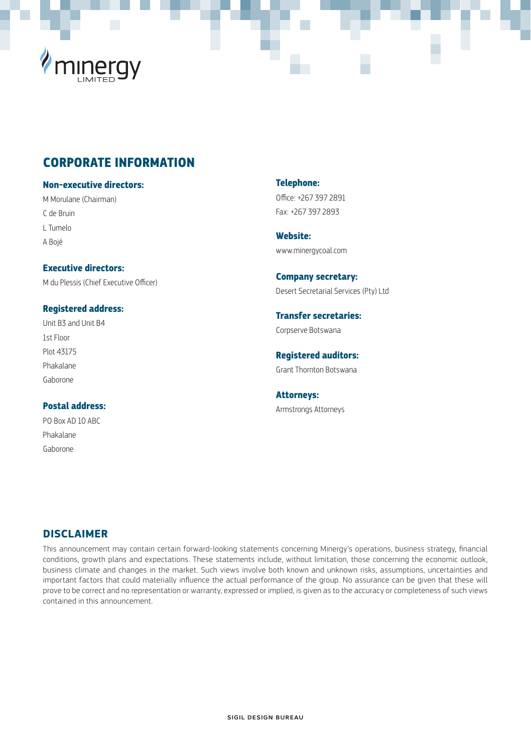# CORPORATE INFORMATION

**Non-executive directors:**

M Morulane (Chairman)
C de Bruin
L Tumelo
A Bojé

**Executive directors:**

M du Plessis (Chief Executive Officer)

**Registered address:**

Unit B3 and Unit B4
1st Floor
Plot 43175
Phakalane
Gaborone

**Postal address:**

PO Box AD 10 ABC
Phakalane
Gaborone

**Telephone:**

Office: +267 397 2891
Fax: +267 397 2893

**Website:**

www.minergycoal.com

**Company secretary:**

Desert Secretarial Services (Pty) Ltd

**Transfer secretaries:**

Corpserve Botswana

**Registered auditors:**

Grant Thornton Botswana

**Attorneys:**

Armstrongs Attorneys

## DISCLAIMER

This announcement may contain certain forward-looking statements concerning Minergy's operations, business strategy, financial conditions, growth plans and expectations. These statements include, without limitation, those concerning the economic outlook, business climate and changes in the market. Such views involve both known and unknown risks, assumptions, uncertainties and important factors that could materially influence the actual performance of the group. No assurance can be given that these will prove to be correct and no representation or warranty, expressed or implied, is given as to the accuracy or completeness of such views contained in this announcement.

SIGIL DESIGN BUREAU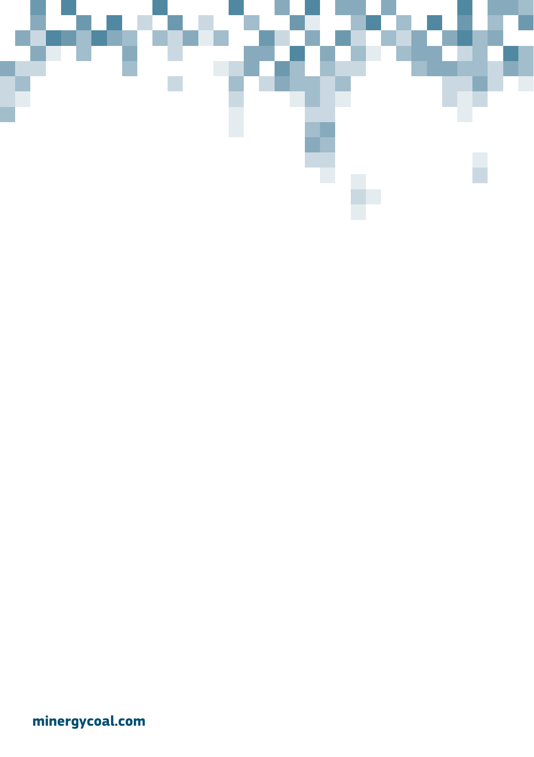minergycoal.com